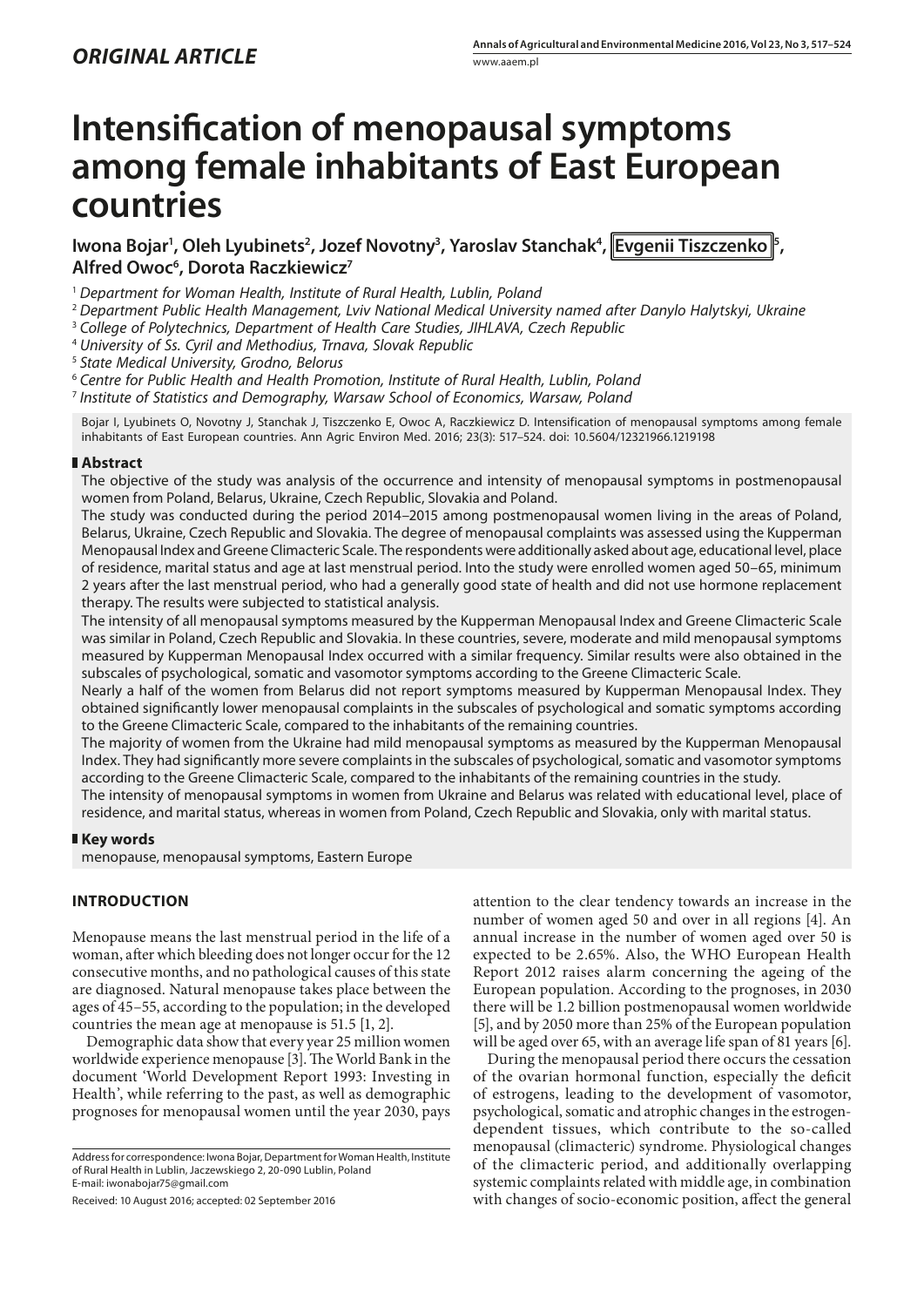*ORIGINAL ARTICLE*

# Intensification of menopausal symptoms among female inhabitants of East European countries

**Iwona Bojar[1], Oleh Lyubinets[2], Jozef Novotny[3], Yaroslav Stanchak[4], Evgenii Tiszczenko[5], Alfred Owoc[6], Dorota Raczkiewicz[7]**

[1] *Department for Woman Health, Institute of Rural Health, Lublin, Poland*
[2] *Department Public Health Management, Lviv National Medical University named after Danylo Halytskyi, Ukraine*
[3] *College of Polytechnics, Department of Health Care Studies, JIHLAVA, Czech Republic*
[4] *University of Ss. Cyril and Methodius, Trnava, Slovak Republic*
[5] *State Medical University, Grodno, Belorus*
[6] *Centre for Public Health and Health Promotion, Institute of Rural Health, Lublin, Poland*
[7] *Institute of Statistics and Demography, Warsaw School of Economics, Warsaw, Poland*

Bojar I, Lyubinets O, Novotny J, Stanchak J, Tiszczenko E, Owoc A, Raczkiewicz D. Intensification of menopausal symptoms among female inhabitants of East European countries. Ann Agric Environ Med. 2016; 23(3): 517–524. doi: 10.5604/12321966.1219198

## Abstract

The objective of the study was analysis of the occurrence and intensity of menopausal symptoms in postmenopausal women from Poland, Belarus, Ukraine, Czech Republic, Slovakia and Poland.

The study was conducted during the period 2014–2015 among postmenopausal women living in the areas of Poland, Belarus, Ukraine, Czech Republic and Slovakia. The degree of menopausal complaints was assessed using the Kupperman Menopausal Index and Greene Climacteric Scale. The respondents were additionally asked about age, educational level, place of residence, marital status and age at last menstrual period. Into the study were enrolled women aged 50–65, minimum 2 years after the last menstrual period, who had a generally good state of health and did not use hormone replacement therapy. The results were subjected to statistical analysis.

The intensity of all menopausal symptoms measured by the Kupperman Menopausal Index and Greene Climacteric Scale was similar in Poland, Czech Republic and Slovakia. In these countries, severe, moderate and mild menopausal symptoms measured by Kupperman Menopausal Index occurred with a similar frequency. Similar results were also obtained in the subscales of psychological, somatic and vasomotor symptoms according to the Greene Climacteric Scale.

Nearly a half of the women from Belarus did not report symptoms measured by Kupperman Menopausal Index. They obtained significantly lower menopausal complaints in the subscales of psychological and somatic symptoms according to the Greene Climacteric Scale, compared to the inhabitants of the remaining countries.

The majority of women from the Ukraine had mild menopausal symptoms as measured by the Kupperman Menopausal Index. They had significantly more severe complaints in the subscales of psychological, somatic and vasomotor symptoms according to the Greene Climacteric Scale, compared to the inhabitants of the remaining countries in the study.

The intensity of menopausal symptoms in women from Ukraine and Belarus was related with educational level, place of residence, and marital status, whereas in women from Poland, Czech Republic and Slovakia, only with marital status.

## Key words

menopause, menopausal symptoms, Eastern Europe

## INTRODUCTION

Menopause means the last menstrual period in the life of a woman, after which bleeding does not longer occur for the 12 consecutive months, and no pathological causes of this state are diagnosed. Natural menopause takes place between the ages of 45–55, according to the population; in the developed countries the mean age at menopause is 51.5 [1, 2].

Demographic data show that every year 25 million women worldwide experience menopause [3]. The World Bank in the document 'World Development Report 1993: Investing in Health', while referring to the past, as well as demographic prognoses for menopausal women until the year 2030, pays attention to the clear tendency towards an increase in the number of women aged 50 and over in all regions [4]. An annual increase in the number of women aged over 50 is expected to be 2.65%. Also, the WHO European Health Report 2012 raises alarm concerning the ageing of the European population. According to the prognoses, in 2030 there will be 1.2 billion postmenopausal women worldwide [5], and by 2050 more than 25% of the European population will be aged over 65, with an average life span of 81 years [6].

During the menopausal period there occurs the cessation of the ovarian hormonal function, especially the deficit of estrogens, leading to the development of vasomotor, psychological, somatic and atrophic changes in the estrogen-dependent tissues, which contribute to the so-called menopausal (climacteric) syndrome. Physiological changes of the climacteric period, and additionally overlapping systemic complaints related with middle age, in combination with changes of socio-economic position, affect the general

Address for correspondence: Iwona Bojar, Department for Woman Health, Institute of Rural Health in Lublin, Jaczewskiego 2, 20-090 Lublin, Poland
E-mail: iwonabojar75@gmail.com

Received: 10 August 2016; accepted: 02 September 2016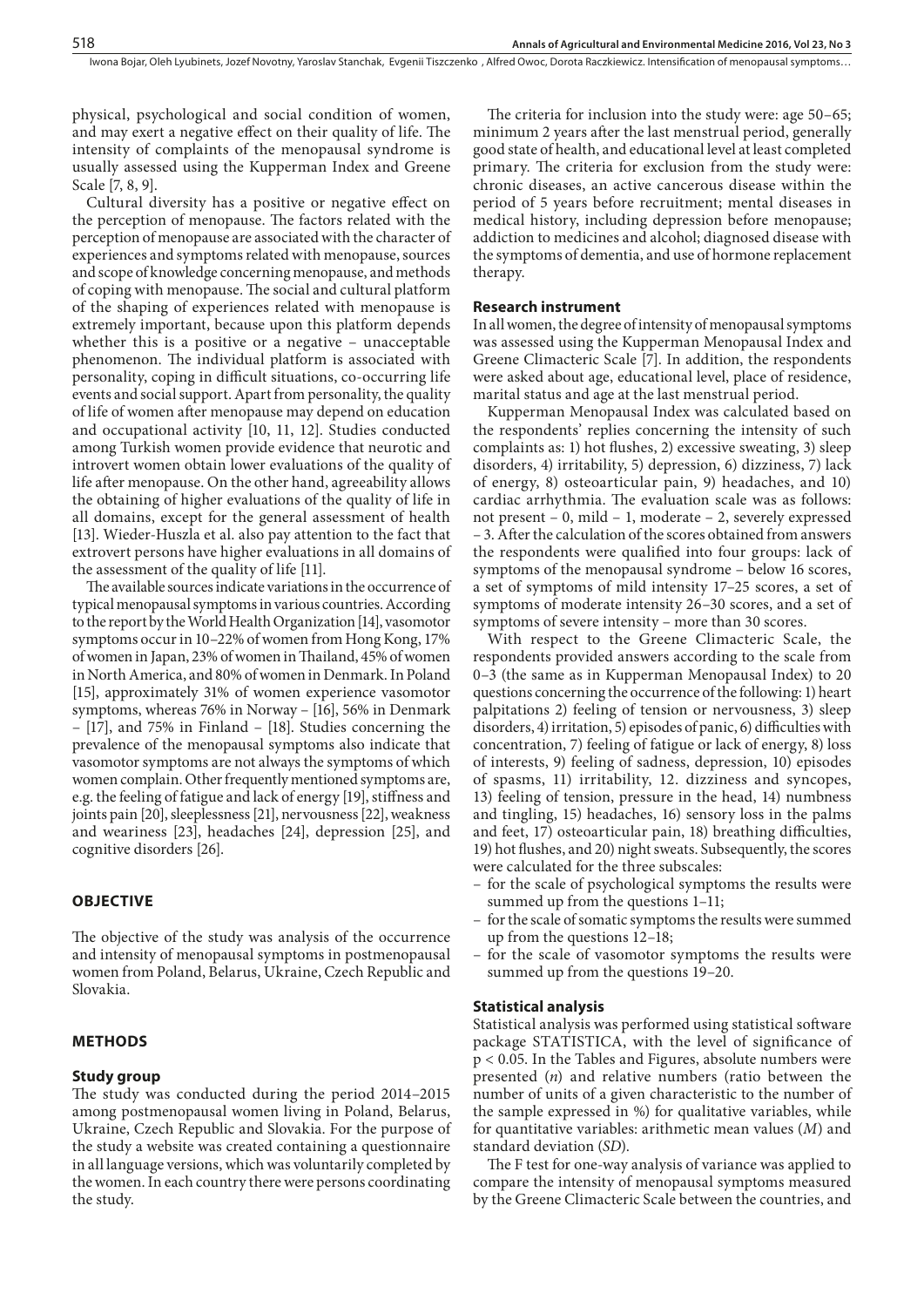physical, psychological and social condition of women, and may exert a negative effect on their quality of life. The intensity of complaints of the menopausal syndrome is usually assessed using the Kupperman Index and Greene Scale [7, 8, 9].

Cultural diversity has a positive or negative effect on the perception of menopause. The factors related with the perception of menopause are associated with the character of experiences and symptoms related with menopause, sources and scope of knowledge concerning menopause, and methods of coping with menopause. The social and cultural platform of the shaping of experiences related with menopause is extremely important, because upon this platform depends whether this is a positive or a negative – unacceptable phenomenon. The individual platform is associated with personality, coping in difficult situations, co-occurring life events and social support. Apart from personality, the quality of life of women after menopause may depend on education and occupational activity [10, 11, 12]. Studies conducted among Turkish women provide evidence that neurotic and introvert women obtain lower evaluations of the quality of life after menopause. On the other hand, agreeability allows the obtaining of higher evaluations of the quality of life in all domains, except for the general assessment of health [13]. Wieder-Huszla et al. also pay attention to the fact that extrovert persons have higher evaluations in all domains of the assessment of the quality of life [11].

The available sources indicate variations in the occurrence of typical menopausal symptoms in various countries. According to the report by the World Health Organization [14], vasomotor symptoms occur in 10–22% of women from Hong Kong, 17% of women in Japan, 23% of women in Thailand, 45% of women in North America, and 80% of women in Denmark. In Poland [15], approximately 31% of women experience vasomotor symptoms, whereas 76% in Norway – [16], 56% in Denmark – [17], and 75% in Finland – [18]. Studies concerning the prevalence of the menopausal symptoms also indicate that vasomotor symptoms are not always the symptoms of which women complain. Other frequently mentioned symptoms are, e.g. the feeling of fatigue and lack of energy [19], stiffness and joints pain [20], sleeplessness [21], nervousness [22], weakness and weariness [23], headaches [24], depression [25], and cognitive disorders [26].

## OBJECTIVE

The objective of the study was analysis of the occurrence and intensity of menopausal symptoms in postmenopausal women from Poland, Belarus, Ukraine, Czech Republic and Slovakia.

## METHODS

### Study group

The study was conducted during the period 2014–2015 among postmenopausal women living in Poland, Belarus, Ukraine, Czech Republic and Slovakia. For the purpose of the study a website was created containing a questionnaire in all language versions, which was voluntarily completed by the women. In each country there were persons coordinating the study.

The criteria for inclusion into the study were: age 50–65; minimum 2 years after the last menstrual period, generally good state of health, and educational level at least completed primary. The criteria for exclusion from the study were: chronic diseases, an active cancerous disease within the period of 5 years before recruitment; mental diseases in medical history, including depression before menopause; addiction to medicines and alcohol; diagnosed disease with the symptoms of dementia, and use of hormone replacement therapy.

### Research instrument

In all women, the degree of intensity of menopausal symptoms was assessed using the Kupperman Menopausal Index and Greene Climacteric Scale [7]. In addition, the respondents were asked about age, educational level, place of residence, marital status and age at the last menstrual period.

Kupperman Menopausal Index was calculated based on the respondents' replies concerning the intensity of such complaints as: 1) hot flushes, 2) excessive sweating, 3) sleep disorders, 4) irritability, 5) depression, 6) dizziness, 7) lack of energy, 8) osteoarticular pain, 9) headaches, and 10) cardiac arrhythmia. The evaluation scale was as follows: not present – 0, mild – 1, moderate – 2, severely expressed – 3. After the calculation of the scores obtained from answers the respondents were qualified into four groups: lack of symptoms of the menopausal syndrome – below 16 scores, a set of symptoms of mild intensity 17–25 scores, a set of symptoms of moderate intensity 26–30 scores, and a set of symptoms of severe intensity – more than 30 scores.

With respect to the Greene Climacteric Scale, the respondents provided answers according to the scale from 0–3 (the same as in Kupperman Menopausal Index) to 20 questions concerning the occurrence of the following: 1) heart palpitations 2) feeling of tension or nervousness, 3) sleep disorders, 4) irritation, 5) episodes of panic, 6) difficulties with concentration, 7) feeling of fatigue or lack of energy, 8) loss of interests, 9) feeling of sadness, depression, 10) episodes of spasms, 11) irritability, 12. dizziness and syncopes, 13) feeling of tension, pressure in the head, 14) numbness and tingling, 15) headaches, 16) sensory loss in the palms and feet, 17) osteoarticular pain, 18) breathing difficulties, 19) hot flushes, and 20) night sweats. Subsequently, the scores were calculated for the three subscales:

- for the scale of psychological symptoms the results were summed up from the questions 1–11;
- for the scale of somatic symptoms the results were summed up from the questions 12–18;
- for the scale of vasomotor symptoms the results were summed up from the questions 19–20.

### Statistical analysis

Statistical analysis was performed using statistical software package STATISTICA, with the level of significance of $p < 0.05$. In the Tables and Figures, absolute numbers were presented (*n*) and relative numbers (ratio between the number of units of a given characteristic to the number of the sample expressed in %) for qualitative variables, while for quantitative variables: arithmetic mean values (*M*) and standard deviation (*SD*).

The F test for one-way analysis of variance was applied to compare the intensity of menopausal symptoms measured by the Greene Climacteric Scale between the countries, and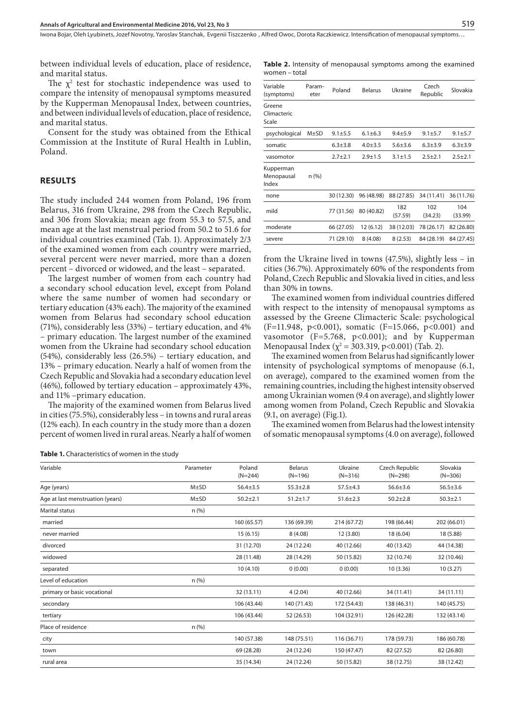between individual levels of education, place of residence, and marital status.

The $\chi^2$ test for stochastic independence was used to compare the intensity of menopausal symptoms measured by the Kupperman Menopausal Index, between countries, and between individual levels of education, place of residence, and marital status.

Consent for the study was obtained from the Ethical Commission at the Institute of Rural Health in Lublin, Poland.

## RESULTS

The study included 244 women from Poland, 196 from Belarus, 316 from Ukraine, 298 from the Czech Republic, and 306 from Slovakia; mean age from 55.3 to 57.5, and mean age at the last menstrual period from 50.2 to 51.6 for individual countries examined (Tab. 1). Approximately 2/3 of the examined women from each country were married, several percent were never married, more than a dozen percent – divorced or widowed, and the least – separated.

The largest number of women from each country had a secondary school education level, except from Poland where the same number of women had secondary or tertiary education (43% each). The majority of the examined women from Belarus had secondary school education (71%), considerably less (33%) – tertiary education, and 4% – primary education. The largest number of the examined women from the Ukraine had secondary school education (54%), considerably less (26.5%) – tertiary education, and 13% – primary education. Nearly a half of women from the Czech Republic and Slovakia had a secondary education level (46%), followed by tertiary education – approximately 43%, and 11% –primary education.

The majority of the examined women from Belarus lived in cities (75.5%), considerably less – in towns and rural areas (12% each). In each country in the study more than a dozen percent of women lived in rural areas. Nearly a half of women from the Ukraine lived in towns (47.5%), slightly less – in cities (36.7%). Approximately 60% of the respondents from Poland, Czech Republic and Slovakia lived in cities, and less than 30% in towns.

The examined women from individual countries differed with respect to the intensity of menopausal symptoms as assessed by the Greene Climacteric Scale: psychological (F=11.948, $p<0.001$), somatic (F=15.066, $p<0.001$) and vasomotor (F=5.768, $p<0.001$); and by Kupperman Menopausal Index ($\chi^2$ = 303.319, $p<0.001$) (Tab. 2).

The examined women from Belarus had significantly lower intensity of psychological symptoms of menopause (6.1, on average), compared to the examined women from the remaining countries, including the highest intensity observed among Ukrainian women (9.4 on average), and slightly lower among women from Poland, Czech Republic and Slovakia (9.1, on average) (Fig.1).

The examined women from Belarus had the lowest intensity of somatic menopausal symptoms (4.0 on average), followed

**Table 2.** Intensity of menopausal symptoms among the examined women – total

| Variable (symptoms) | Parameter | Poland | Belarus | Ukraine | Czech Republic | Slovakia |
|---|---|---|---|---|---|---|
| Greene Climacteric Scale | | | | | | |
| psychological | M±SD | 9.1±5.5 | 6.1±6.3 | 9.4±5.9 | 9.1±5.7 | 9.1±5.7 |
| somatic | | 6.3±3.8 | 4.0±3.5 | 5.6±3.6 | 6.3±3.9 | 6.3±3.9 |
| vasomotor | | 2.7±2.1 | 2.9±1.5 | 3.1±1.5 | 2.5±2.1 | 2.5±2.1 |
| Kupperman Menopausal Index | n (%) | | | | | |
| none | | 30 (12.30) | 96 (48.98) | 88 (27.85) | 34 (11.41) | 36 (11.76) |
| mild | | 77 (31.56) | 80 (40.82) | 182 (57.59) | 102 (34.23) | 104 (33.99) |
| moderate | | 66 (27.05) | 12 (6.12) | 38 (12.03) | 78 (26.17) | 82 (26.80) |
| severe | | 71 (29.10) | 8 (4.08) | 8 (2.53) | 84 (28.19) | 84 (27.45) |

**Table 1.** Characteristics of women in the study

| Variable | Parameter | Poland (N=244) | Belarus (N=196) | Ukraine (N=316) | Czech Republic (N=298) | Slovakia (N=306) |
|---|---|---|---|---|---|---|
| Age (years) | M±SD | 56.4±3.5 | 55.3±2.8 | 57.5±4.3 | 56.6±3.6 | 56.5±3.6 |
| Age at last menstruation (years) | M±SD | 50.2±2.1 | 51.2±1.7 | 51.6±2.3 | 50.2±2.8 | 50.3±2.1 |
| Marital status | n (%) | | | | | |
| married | | 160 (65.57) | 136 (69.39) | 214 (67.72) | 198 (66.44) | 202 (66.01) |
| never married | | 15 (6.15) | 8 (4.08) | 12 (3.80) | 18 (6.04) | 18 (5.88) |
| divorced | | 31 (12.70) | 24 (12.24) | 40 (12.66) | 40 (13.42) | 44 (14.38) |
| widowed | | 28 (11.48) | 28 (14.29) | 50 (15.82) | 32 (10.74) | 32 (10.46) |
| separated | | 10 (4.10) | 0 (0.00) | 0 (0.00) | 10 (3.36) | 10 (3.27) |
| Level of education | n (%) | | | | | |
| primary or basic vocational | | 32 (13.11) | 4 (2.04) | 40 (12.66) | 34 (11.41) | 34 (11.11) |
| secondary | | 106 (43.44) | 140 (71.43) | 172 (54.43) | 138 (46.31) | 140 (45.75) |
| tertiary | | 106 (43.44) | 52 (26.53) | 104 (32.91) | 126 (42.28) | 132 (43.14) |
| Place of residence | n (%) | | | | | |
| city | | 140 (57.38) | 148 (75.51) | 116 (36.71) | 178 (59.73) | 186 (60.78) |
| town | | 69 (28.28) | 24 (12.24) | 150 (47.47) | 82 (27.52) | 82 (26.80) |
| rural area | | 35 (14.34) | 24 (12.24) | 50 (15.82) | 38 (12.75) | 38 (12.42) |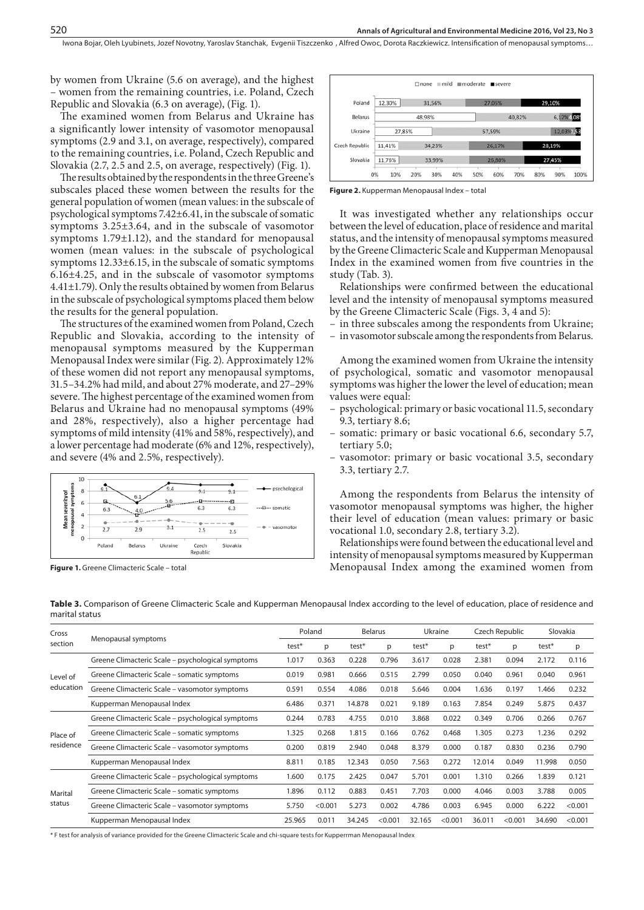by women from Ukraine (5.6 on average), and the highest – women from the remaining countries, i.e. Poland, Czech Republic and Slovakia (6.3 on average), (Fig. 1).

The examined women from Belarus and Ukraine has a significantly lower intensity of vasomotor menopausal symptoms (2.9 and 3.1, on average, respectively), compared to the remaining countries, i.e. Poland, Czech Republic and Slovakia (2.7, 2.5 and 2.5, on average, respectively) (Fig. 1).

The results obtained by the respondents in the three Greene's subscales placed these women between the results for the general population of women (mean values: in the subscale of psychological symptoms 7.42±6.41, in the subscale of somatic symptoms 3.25±3.64, and in the subscale of vasomotor symptoms 1.79±1.12), and the standard for menopausal women (mean values: in the subscale of psychological symptoms 12.33±6.15, in the subscale of somatic symptoms 6.16±4.25, and in the subscale of vasomotor symptoms 4.41±1.79). Only the results obtained by women from Belarus in the subscale of psychological symptoms placed them below the results for the general population.

The structures of the examined women from Poland, Czech Republic and Slovakia, according to the intensity of menopausal symptoms measured by the Kupperman Menopausal Index were similar (Fig. 2). Approximately 12% of these women did not report any menopausal symptoms, 31.5–34.2% had mild, and about 27% moderate, and 27–29% severe. The highest percentage of the examined women from Belarus and Ukraine had no menopausal symptoms (49% and 28%, respectively), also a higher percentage had symptoms of mild intensity (41% and 58%, respectively), and a lower percentage had moderate (6% and 12%, respectively), and severe (4% and 2.5%, respectively).

**Figure 1.** Greene Climacteric Scale – total

**Figure 2.** Kupperman Menopausal Index – total

It was investigated whether any relationships occur between the level of education, place of residence and marital status, and the intensity of menopausal symptoms measured by the Greene Climacteric Scale and Kupperman Menopausal Index in the examined women from five countries in the study (Tab. 3).

Relationships were confirmed between the educational level and the intensity of menopausal symptoms measured by the Greene Climacteric Scale (Figs. 3, 4 and 5):

- in three subscales among the respondents from Ukraine;
- in vasomotor subscale among the respondents from Belarus.

Among the examined women from Ukraine the intensity of psychological, somatic and vasomotor menopausal symptoms was higher the lower the level of education; mean values were equal:

- psychological: primary or basic vocational 11.5, secondary 9.3, tertiary 8.6;
- somatic: primary or basic vocational 6.6, secondary 5.7, tertiary 5.0;
- vasomotor: primary or basic vocational 3.5, secondary 3.3, tertiary 2.7.

Among the respondents from Belarus the intensity of vasomotor menopausal symptoms was higher, the higher their level of education (mean values: primary or basic vocational 1.0, secondary 2.8, tertiary 3.2).

Relationships were found between the educational level and intensity of menopausal symptoms measured by Kupperman Menopausal Index among the examined women from

**Table 3.** Comparison of Greene Climacteric Scale and Kupperman Menopausal Index according to the level of education, place of residence and marital status

| Cross section | Menopausal symptoms | Poland | | Belarus | | Ukraine | | Czech Republic | | Slovakia | |
|---|---|---|---|---|---|---|---|---|---|---|---|
| | | test* | p | test* | p | test* | p | test* | p | test* | p |
| Level of education | Greene Climacteric Scale – psychological symptoms | 1.017 | 0.363 | 0.228 | 0.796 | 3.617 | 0.028 | 2.381 | 0.094 | 2.172 | 0.116 |
| | Greene Climacteric Scale – somatic symptoms | 0.019 | 0.981 | 0.666 | 0.515 | 2.799 | 0.050 | 0.040 | 0.961 | 0.040 | 0.961 |
| | Greene Climacteric Scale – vasomotor symptoms | 0.591 | 0.554 | 4.086 | 0.018 | 5.646 | 0.004 | 1.636 | 0.197 | 1.466 | 0.232 |
| | Kupperman Menopausal Index | 6.486 | 0.371 | 14.878 | 0.021 | 9.189 | 0.163 | 7.854 | 0.249 | 5.875 | 0.437 |
| Place of residence | Greene Climacteric Scale – psychological symptoms | 0.244 | 0.783 | 4.755 | 0.010 | 3.868 | 0.022 | 0.349 | 0.706 | 0.266 | 0.767 |
| | Greene Climacteric Scale – somatic symptoms | 1.325 | 0.268 | 1.815 | 0.166 | 0.762 | 0.468 | 1.305 | 0.273 | 1.236 | 0.292 |
| | Greene Climacteric Scale – vasomotor symptoms | 0.200 | 0.819 | 2.940 | 0.048 | 8.379 | 0.000 | 0.187 | 0.830 | 0.236 | 0.790 |
| | Kupperman Menopausal Index | 8.811 | 0.185 | 12.343 | 0.050 | 7.563 | 0.272 | 12.014 | 0.049 | 11.998 | 0.050 |
| Marital status | Greene Climacteric Scale – psychological symptoms | 1.600 | 0.175 | 2.425 | 0.047 | 5.701 | 0.001 | 1.310 | 0.266 | 1.839 | 0.121 |
| | Greene Climacteric Scale – somatic symptoms | 1.896 | 0.112 | 0.883 | 0.451 | 7.703 | 0.000 | 4.046 | 0.003 | 3.788 | 0.005 |
| | Greene Climacteric Scale – vasomotor symptoms | 5.750 | <0.001 | 5.273 | 0.002 | 4.786 | 0.003 | 6.945 | 0.000 | 6.222 | <0.001 |
| | Kupperman Menopausal Index | 25.965 | 0.011 | 34.245 | <0.001 | 32.165 | <0.001 | 36.011 | <0.001 | 34.690 | <0.001 |

\* F test for analysis of variance provided for the Greene Climacteric Scale and chi-square tests for Kupperrman Menopausal Index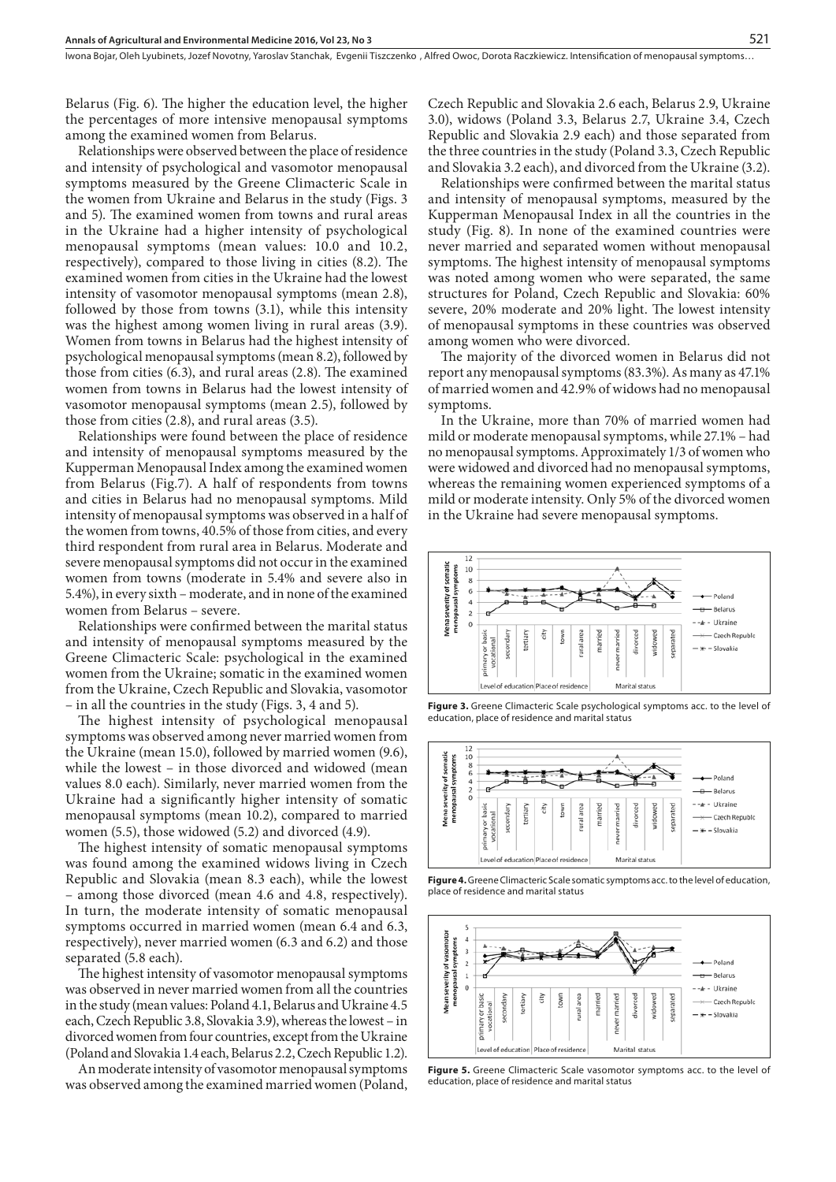Belarus (Fig. 6). The higher the education level, the higher the percentages of more intensive menopausal symptoms among the examined women from Belarus.

Relationships were observed between the place of residence and intensity of psychological and vasomotor menopausal symptoms measured by the Greene Climacteric Scale in the women from Ukraine and Belarus in the study (Figs. 3 and 5). The examined women from towns and rural areas in the Ukraine had a higher intensity of psychological menopausal symptoms (mean values: 10.0 and 10.2, respectively), compared to those living in cities (8.2). The examined women from cities in the Ukraine had the lowest intensity of vasomotor menopausal symptoms (mean 2.8), followed by those from towns (3.1), while this intensity was the highest among women living in rural areas (3.9). Women from towns in Belarus had the highest intensity of psychological menopausal symptoms (mean 8.2), followed by those from cities (6.3), and rural areas (2.8). The examined women from towns in Belarus had the lowest intensity of vasomotor menopausal symptoms (mean 2.5), followed by those from cities (2.8), and rural areas (3.5).

Relationships were found between the place of residence and intensity of menopausal symptoms measured by the Kupperman Menopausal Index among the examined women from Belarus (Fig.7). A half of respondents from towns and cities in Belarus had no menopausal symptoms. Mild intensity of menopausal symptoms was observed in a half of the women from towns, 40.5% of those from cities, and every third respondent from rural area in Belarus. Moderate and severe menopausal symptoms did not occur in the examined women from towns (moderate in 5.4% and severe also in 5.4%), in every sixth – moderate, and in none of the examined women from Belarus – severe.

Relationships were confirmed between the marital status and intensity of menopausal symptoms measured by the Greene Climacteric Scale: psychological in the examined women from the Ukraine; somatic in the examined women from the Ukraine, Czech Republic and Slovakia, vasomotor – in all the countries in the study (Figs. 3, 4 and 5).

The highest intensity of psychological menopausal symptoms was observed among never married women from the Ukraine (mean 15.0), followed by married women (9.6), while the lowest – in those divorced and widowed (mean values 8.0 each). Similarly, never married women from the Ukraine had a significantly higher intensity of somatic menopausal symptoms (mean 10.2), compared to married women (5.5), those widowed (5.2) and divorced (4.9).

The highest intensity of somatic menopausal symptoms was found among the examined widows living in Czech Republic and Slovakia (mean 8.3 each), while the lowest – among those divorced (mean 4.6 and 4.8, respectively). In turn, the moderate intensity of somatic menopausal symptoms occurred in married women (mean 6.4 and 6.3, respectively), never married women (6.3 and 6.2) and those separated (5.8 each).

The highest intensity of vasomotor menopausal symptoms was observed in never married women from all the countries in the study (mean values: Poland 4.1, Belarus and Ukraine 4.5 each, Czech Republic 3.8, Slovakia 3.9), whereas the lowest – in divorced women from four countries, except from the Ukraine (Poland and Slovakia 1.4 each, Belarus 2.2, Czech Republic 1.2).

An moderate intensity of vasomotor menopausal symptoms was observed among the examined married women (Poland, Czech Republic and Slovakia 2.6 each, Belarus 2.9, Ukraine 3.0), widows (Poland 3.3, Belarus 2.7, Ukraine 3.4, Czech Republic and Slovakia 2.9 each) and those separated from the three countries in the study (Poland 3.3, Czech Republic and Slovakia 3.2 each), and divorced from the Ukraine (3.2).

Relationships were confirmed between the marital status and intensity of menopausal symptoms, measured by the Kupperman Menopausal Index in all the countries in the study (Fig. 8). In none of the examined countries were never married and separated women without menopausal symptoms. The highest intensity of menopausal symptoms was noted among women who were separated, the same structures for Poland, Czech Republic and Slovakia: 60% severe, 20% moderate and 20% light. The lowest intensity of menopausal symptoms in these countries was observed among women who were divorced.

The majority of the divorced women in Belarus did not report any menopausal symptoms (83.3%). As many as 47.1% of married women and 42.9% of widows had no menopausal symptoms.

In the Ukraine, more than 70% of married women had mild or moderate menopausal symptoms, while 27.1% – had no menopausal symptoms. Approximately 1/3 of women who were widowed and divorced had no menopausal symptoms, whereas the remaining women experienced symptoms of a mild or moderate intensity. Only 5% of the divorced women in the Ukraine had severe menopausal symptoms.

**Figure 3.** Greene Climacteric Scale psychological symptoms acc. to the level of education, place of residence and marital status

**Figure 4.** Greene Climacteric Scale somatic symptoms acc. to the level of education, place of residence and marital status

**Figure 5.** Greene Climacteric Scale vasomotor symptoms acc. to the level of education, place of residence and marital status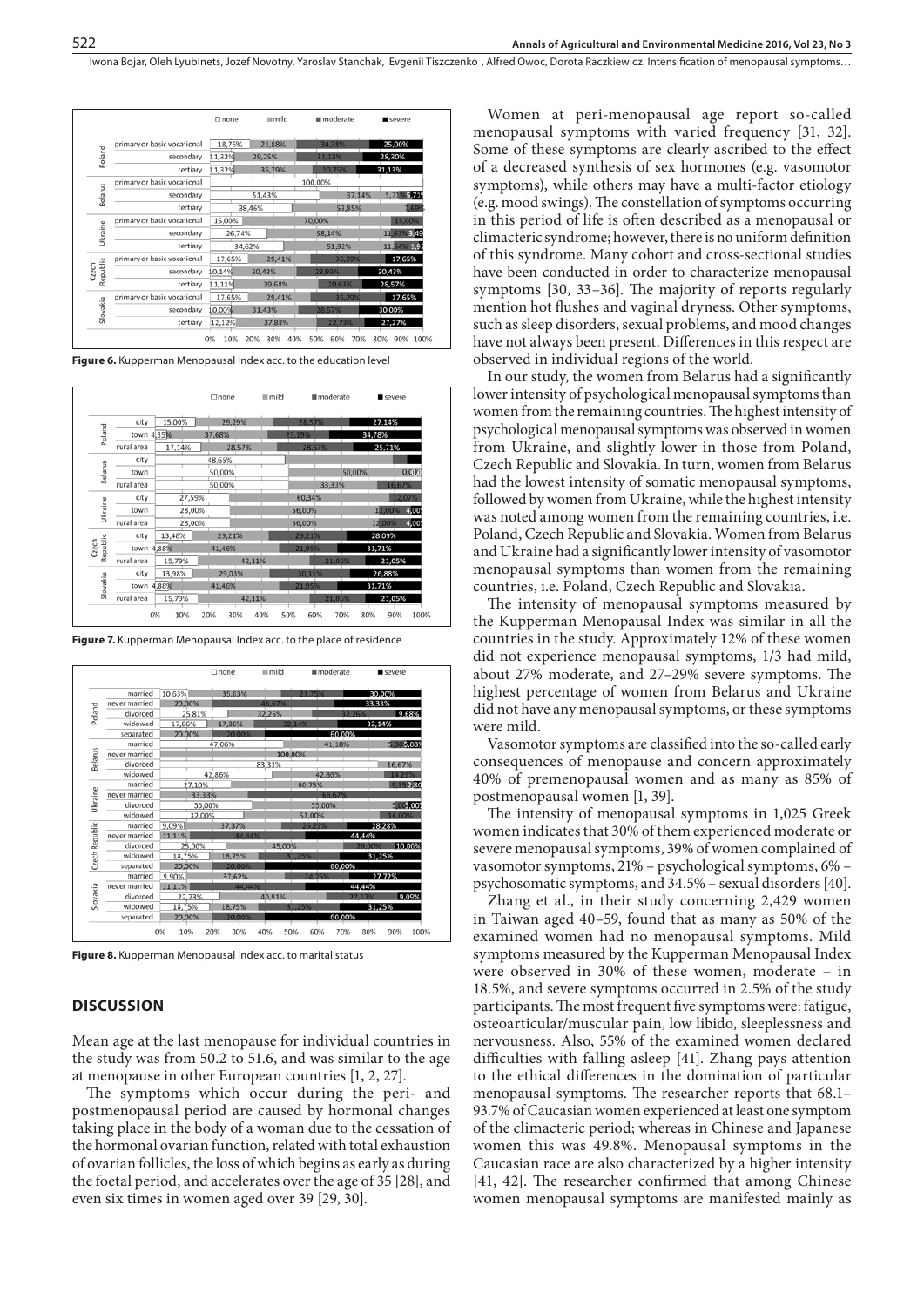**Figure 6.** Kupperman Menopausal Index acc. to the education level

**Figure 7.** Kupperman Menopausal Index acc. to the place of residence

**Figure 8.** Kupperman Menopausal Index acc. to marital status

## DISCUSSION

Mean age at the last menopause for individual countries in the study was from 50.2 to 51.6, and was similar to the age at menopause in other European countries [1, 2, 27].

The symptoms which occur during the peri- and postmenopausal period are caused by hormonal changes taking place in the body of a woman due to the cessation of the hormonal ovarian function, related with total exhaustion of ovarian follicles, the loss of which begins as early as during the foetal period, and accelerates over the age of 35 [28], and even six times in women aged over 39 [29, 30].

Women at peri-menopausal age report so-called menopausal symptoms with varied frequency [31, 32]. Some of these symptoms are clearly ascribed to the effect of a decreased synthesis of sex hormones (e.g. vasomotor symptoms), while others may have a multi-factor etiology (e.g. mood swings). The constellation of symptoms occurring in this period of life is often described as a menopausal or climacteric syndrome; however, there is no uniform definition of this syndrome. Many cohort and cross-sectional studies have been conducted in order to characterize menopausal symptoms [30, 33–36]. The majority of reports regularly mention hot flushes and vaginal dryness. Other symptoms, such as sleep disorders, sexual problems, and mood changes have not always been present. Differences in this respect are observed in individual regions of the world.

In our study, the women from Belarus had a significantly lower intensity of psychological menopausal symptoms than women from the remaining countries. The highest intensity of psychological menopausal symptoms was observed in women from Ukraine, and slightly lower in those from Poland, Czech Republic and Slovakia. In turn, women from Belarus had the lowest intensity of somatic menopausal symptoms, followed by women from Ukraine, while the highest intensity was noted among women from the remaining countries, i.e. Poland, Czech Republic and Slovakia. Women from Belarus and Ukraine had a significantly lower intensity of vasomotor menopausal symptoms than women from the remaining countries, i.e. Poland, Czech Republic and Slovakia.

The intensity of menopausal symptoms measured by the Kupperman Menopausal Index was similar in all the countries in the study. Approximately 12% of these women did not experience menopausal symptoms, 1/3 had mild, about 27% moderate, and 27–29% severe symptoms. The highest percentage of women from Belarus and Ukraine did not have any menopausal symptoms, or these symptoms were mild.

Vasomotor symptoms are classified into the so-called early consequences of menopause and concern approximately 40% of premenopausal women and as many as 85% of postmenopausal women [1, 39].

The intensity of menopausal symptoms in 1,025 Greek women indicates that 30% of them experienced moderate or severe menopausal symptoms, 39% of women complained of vasomotor symptoms, 21% – psychological symptoms, 6% – psychosomatic symptoms, and 34.5% – sexual disorders [40].

Zhang et al., in their study concerning 2,429 women in Taiwan aged 40–59, found that as many as 50% of the examined women had no menopausal symptoms. Mild symptoms measured by the Kupperman Menopausal Index were observed in 30% of these women, moderate – in 18.5%, and severe symptoms occurred in 2.5% of the study participants. The most frequent five symptoms were: fatigue, osteoarticular/muscular pain, low libido, sleeplessness and nervousness. Also, 55% of the examined women declared difficulties with falling asleep [41]. Zhang pays attention to the ethical differences in the domination of particular menopausal symptoms. The researcher reports that 68.1–93.7% of Caucasian women experienced at least one symptom of the climacteric period; whereas in Chinese and Japanese women this was 49.8%. Menopausal symptoms in the Caucasian race are also characterized by a higher intensity [41, 42]. The researcher confirmed that among Chinese women menopausal symptoms are manifested mainly as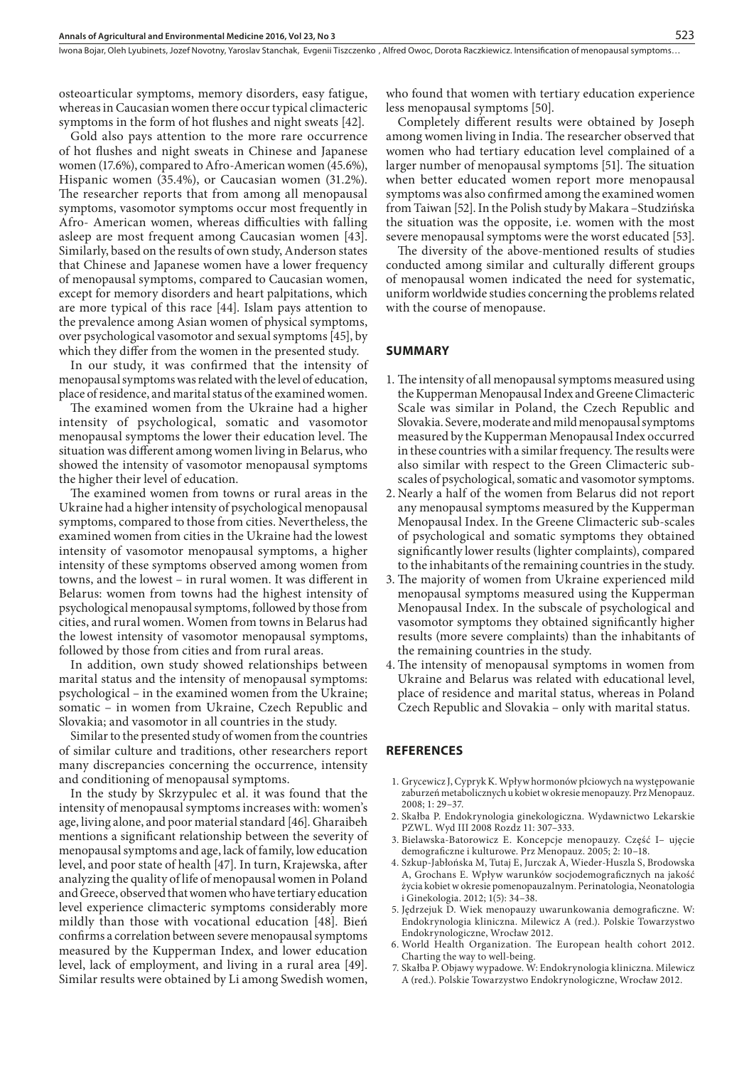osteoarticular symptoms, memory disorders, easy fatigue, whereas in Caucasian women there occur typical climacteric symptoms in the form of hot flushes and night sweats [42].

Gold also pays attention to the more rare occurrence of hot flushes and night sweats in Chinese and Japanese women (17.6%), compared to Afro-American women (45.6%), Hispanic women (35.4%), or Caucasian women (31.2%). The researcher reports that from among all menopausal symptoms, vasomotor symptoms occur most frequently in Afro- American women, whereas difficulties with falling asleep are most frequent among Caucasian women [43]. Similarly, based on the results of own study, Anderson states that Chinese and Japanese women have a lower frequency of menopausal symptoms, compared to Caucasian women, except for memory disorders and heart palpitations, which are more typical of this race [44]. Islam pays attention to the prevalence among Asian women of physical symptoms, over psychological vasomotor and sexual symptoms [45], by which they differ from the women in the presented study.

In our study, it was confirmed that the intensity of menopausal symptoms was related with the level of education, place of residence, and marital status of the examined women.

The examined women from the Ukraine had a higher intensity of psychological, somatic and vasomotor menopausal symptoms the lower their education level. The situation was different among women living in Belarus, who showed the intensity of vasomotor menopausal symptoms the higher their level of education.

The examined women from towns or rural areas in the Ukraine had a higher intensity of psychological menopausal symptoms, compared to those from cities. Nevertheless, the examined women from cities in the Ukraine had the lowest intensity of vasomotor menopausal symptoms, a higher intensity of these symptoms observed among women from towns, and the lowest – in rural women. It was different in Belarus: women from towns had the highest intensity of psychological menopausal symptoms, followed by those from cities, and rural women. Women from towns in Belarus had the lowest intensity of vasomotor menopausal symptoms, followed by those from cities and from rural areas.

In addition, own study showed relationships between marital status and the intensity of menopausal symptoms: psychological – in the examined women from the Ukraine; somatic – in women from Ukraine, Czech Republic and Slovakia; and vasomotor in all countries in the study.

Similar to the presented study of women from the countries of similar culture and traditions, other researchers report many discrepancies concerning the occurrence, intensity and conditioning of menopausal symptoms.

In the study by Skrzypulec et al. it was found that the intensity of menopausal symptoms increases with: women's age, living alone, and poor material standard [46]. Gharaibeh mentions a significant relationship between the severity of menopausal symptoms and age, lack of family, low education level, and poor state of health [47]. In turn, Krajewska, after analyzing the quality of life of menopausal women in Poland and Greece, observed that women who have tertiary education level experience climacteric symptoms considerably more mildly than those with vocational education [48]. Bień confirms a correlation between severe menopausal symptoms measured by the Kupperman Index, and lower education level, lack of employment, and living in a rural area [49]. Similar results were obtained by Li among Swedish women, who found that women with tertiary education experience less menopausal symptoms [50].

Completely different results were obtained by Joseph among women living in India. The researcher observed that women who had tertiary education level complained of a larger number of menopausal symptoms [51]. The situation when better educated women report more menopausal symptoms was also confirmed among the examined women from Taiwan [52]. In the Polish study by Makara –Studzińska the situation was the opposite, i.e. women with the most severe menopausal symptoms were the worst educated [53].

The diversity of the above-mentioned results of studies conducted among similar and culturally different groups of menopausal women indicated the need for systematic, uniform worldwide studies concerning the problems related with the course of menopause.

## SUMMARY

1. The intensity of all menopausal symptoms measured using the Kupperman Menopausal Index and Greene Climacteric Scale was similar in Poland, the Czech Republic and Slovakia. Severe, moderate and mild menopausal symptoms measured by the Kupperman Menopausal Index occurred in these countries with a similar frequency. The results were also similar with respect to the Green Climacteric sub-scales of psychological, somatic and vasomotor symptoms.
2. Nearly a half of the women from Belarus did not report any menopausal symptoms measured by the Kupperman Menopausal Index. In the Greene Climacteric sub-scales of psychological and somatic symptoms they obtained significantly lower results (lighter complaints), compared to the inhabitants of the remaining countries in the study.
3. The majority of women from Ukraine experienced mild menopausal symptoms measured using the Kupperman Menopausal Index. In the subscale of psychological and vasomotor symptoms they obtained significantly higher results (more severe complaints) than the inhabitants of the remaining countries in the study.
4. The intensity of menopausal symptoms in women from Ukraine and Belarus was related with educational level, place of residence and marital status, whereas in Poland Czech Republic and Slovakia – only with marital status.

## REFERENCES

1. Grycewicz J, Cypryk K. Wpływ hormonów płciowych na występowanie zaburzeń metabolicznych u kobiet w okresie menopauzy. Prz Menopauz. 2008; 1: 29–37.
2. Skałba P. Endokrynologia ginekologiczna. Wydawnictwo Lekarskie PZWL. Wyd III 2008 Rozdz 11: 307–333.
3. Bielawska-Batorowicz E. Koncepcje menopauzy. Część I– ujęcie demograficzne i kulturowe. Prz Menopauz. 2005; 2: 10–18.
4. Szkup-Jabłońska M, Tutaj E, Jurczak A, Wieder-Huszla S, Brodowska A, Grochans E. Wpływ warunków socjodemograficznych na jakość życia kobiet w okresie pomenopauzalnym. Perinatologia, Neonatologia i Ginekologia. 2012; 1(5): 34–38.
5. Jędrzejuk D. Wiek menopauzy uwarunkowania demograficzne. W: Endokrynologia kliniczna. Milewicz A (red.). Polskie Towarzystwo Endokrynologiczne, Wrocław 2012.
6. World Health Organization. The European health cohort 2012. Charting the way to well-being.
7. Skałba P. Objawy wypadowe. W: Endokrynologia kliniczna. Milewicz A (red.). Polskie Towarzystwo Endokrynologiczne, Wrocław 2012.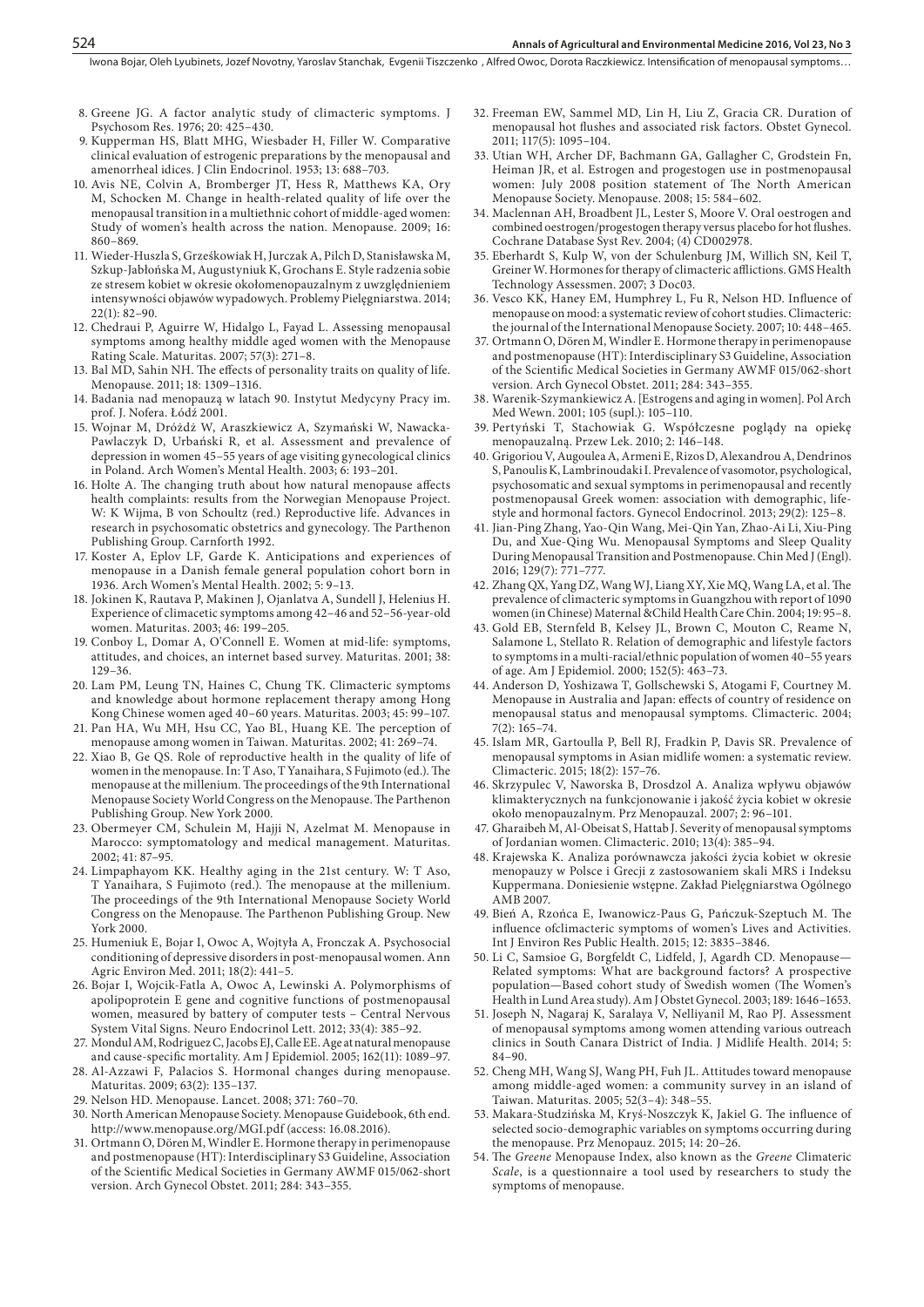8. Greene JG. A factor analytic study of climacteric symptoms. J Psychosom Res. 1976; 20: 425–430.
9. Kupperman HS, Blatt MHG, Wiesbader H, Filler W. Comparative clinical evaluation of estrogenic preparations by the menopausal and amenorrheal idices. J Clin Endocrinol. 1953; 13: 688–703.
10. Avis NE, Colvin A, Bromberger JT, Hess R, Matthews KA, Ory M, Schocken M. Change in health-related quality of life over the menopausal transition in a multiethnic cohort of middle-aged women: Study of women's health across the nation. Menopause. 2009; 16: 860–869.
11. Wieder-Huszla S, Grześkowiak H, Jurczak A, Pilch D, Stanisławska M, Szkup-Jabłońska M, Augustyniuk K, Grochans E. Style radzenia sobie ze stresem kobiet w okresie okołomenopauzalnym z uwzględnieniem intensywności objawów wypadowych. Problemy Pielęgniarstwa. 2014; 22(1): 82–90.
12. Chedraui P, Aguirre W, Hidalgo L, Fayad L. Assessing menopausal symptoms among healthy middle aged women with the Menopause Rating Scale. Maturitas. 2007; 57(3): 271–8.
13. Bal MD, Sahin NH. The effects of personality traits on quality of life. Menopause. 2011; 18: 1309–1316.
14. Badania nad menopauzą w latach 90. Instytut Medycyny Pracy im. prof. J. Nofera. Łódź 2001.
15. Wojnar M, Dróżdż W, Araszkiewicz A, Szymański W, Nawacka-Pawlaczyk D, Urbański R, et al. Assessment and prevalence of depression in women 45–55 years of age visiting gynecological clinics in Poland. Arch Women's Mental Health. 2003; 6: 193–201.
16. Holte A. The changing truth about how natural menopause affects health complaints: results from the Norwegian Menopause Project. W: K Wijma, B von Schoultz (red.) Reproductive life. Advances in research in psychosomatic obstetrics and gynecology. The Parthenon Publishing Group. Carnforth 1992.
17. Koster A, Eplov LF, Garde K. Anticipations and experiences of menopause in a Danish female general population cohort born in 1936. Arch Women's Mental Health. 2002; 5: 9–13.
18. Jokinen K, Rautava P, Makinen J, Ojanlatva A, Sundell J, Helenius H. Experience of climacetic symptoms among 42–46 and 52–56-year-old women. Maturitas. 2003; 46: 199–205.
19. Conboy L, Domar A, O'Connell E. Women at mid-life: symptoms, attitudes, and choices, an internet based survey. Maturitas. 2001; 38: 129–36.
20. Lam PM, Leung TN, Haines C, Chung TK. Climacteric symptoms and knowledge about hormone replacement therapy among Hong Kong Chinese women aged 40–60 years. Maturitas. 2003; 45: 99–107.
21. Pan HA, Wu MH, Hsu CC, Yao BL, Huang KE. The perception of menopause among women in Taiwan. Maturitas. 2002; 41: 269–74.
22. Xiao B, Ge QS. Role of reproductive health in the quality of life of women in the menopause. In: T Aso, T Yanaihara, S Fujimoto (ed.). The menopause at the millenium. The proceedings of the 9th International Menopause Society World Congress on the Menopause. The Parthenon Publishing Group. New York 2000.
23. Obermeyer CM, Schulein M, Hajji N, Azelmat M. Menopause in Marocco: symptomatology and medical management. Maturitas. 2002; 41: 87–95.
24. Limpaphayom KK. Healthy aging in the 21st century. W: T Aso, T Yanaihara, S Fujimoto (red.). The menopause at the millenium. The proceedings of the 9th International Menopause Society World Congress on the Menopause. The Parthenon Publishing Group. New York 2000.
25. Humeniuk E, Bojar I, Owoc A, Wojtyła A, Fronczak A. Psychosocial conditioning of depressive disorders in post-menopausal women. Ann Agric Environ Med. 2011; 18(2): 441–5.
26. Bojar I, Wojcik-Fatla A, Owoc A, Lewinski A. Polymorphisms of apolipoprotein E gene and cognitive functions of postmenopausal women, measured by battery of computer tests – Central Nervous System Vital Signs. Neuro Endocrinol Lett. 2012; 33(4): 385–92.
27. Mondul AM, Rodriguez C, Jacobs EJ, Calle EE. Age at natural menopause and cause-specific mortality. Am J Epidemiol. 2005; 162(11): 1089–97.
28. Al-Azzawi F, Palacios S. Hormonal changes during menopause. Maturitas. 2009; 63(2): 135–137.
29. Nelson HD. Menopause. Lancet. 2008; 371: 760–70.
30. North American Menopause Society. Menopause Guidebook, 6th end. http://www.menopause.org/MGI.pdf (access: 16.08.2016).
31. Ortmann O, Dören M, Windler E. Hormone therapy in perimenopause and postmenopause (HT): Interdisciplinary S3 Guideline, Association of the Scientific Medical Societies in Germany AWMF 015/062-short version. Arch Gynecol Obstet. 2011; 284: 343–355.
32. Freeman EW, Sammel MD, Lin H, Liu Z, Gracia CR. Duration of menopausal hot flushes and associated risk factors. Obstet Gynecol. 2011; 117(5): 1095–104.
33. Utian WH, Archer DF, Bachmann GA, Gallagher C, Grodstein Fn, Heiman JR, et al. Estrogen and progestogen use in postmenopausal women: July 2008 position statement of The North American Menopause Society. Menopause. 2008; 15: 584–602.
34. Maclennan AH, Broadbent JL, Lester S, Moore V. Oral oestrogen and combined oestrogen/progestogen therapy versus placebo for hot flushes. Cochrane Database Syst Rev. 2004; (4) CD002978.
35. Eberhardt S, Kulp W, von der Schulenburg JM, Willich SN, Keil T, Greiner W. Hormones for therapy of climacteric afflictions. GMS Health Technology Assessmen. 2007; 3 Doc03.
36. Vesco KK, Haney EM, Humphrey L, Fu R, Nelson HD. Influence of menopause on mood: a systematic review of cohort studies. Climacteric: the journal of the International Menopause Society. 2007; 10: 448–465.
37. Ortmann O, Dören M, Windler E. Hormone therapy in perimenopause and postmenopause (HT): Interdisciplinary S3 Guideline, Association of the Scientific Medical Societies in Germany AWMF 015/062-short version. Arch Gynecol Obstet. 2011; 284: 343–355.
38. Warenik-Szymankiewicz A. [Estrogens and aging in women]. Pol Arch Med Wewn. 2001; 105 (supl.): 105–110.
39. Pertyński T, Stachowiak G. Współczesne poglądy na opiekę menopauzalną. Przew Lek. 2010; 2: 146–148.
40. Grigoriou V, Augoulea A, Armeni E, Rizos D, Alexandrou A, Dendrinos S, Panoulis K, Lambrinoudaki I. Prevalence of vasomotor, psychological, psychosomatic and sexual symptoms in perimenopausal and recently postmenopausal Greek women: association with demographic, life-style and hormonal factors. Gynecol Endocrinol. 2013; 29(2): 125–8.
41. Jian-Ping Zhang, Yao-Qin Wang, Mei-Qin Yan, Zhao-Ai Li, Xiu-Ping Du, and Xue-Qing Wu. Menopausal Symptoms and Sleep Quality During Menopausal Transition and Postmenopause. Chin Med J (Engl). 2016; 129(7): 771–777.
42. Zhang QX, Yang DZ, Wang WJ, Liang XY, Xie MQ, Wang LA, et al. The prevalence of climacteric symptoms in Guangzhou with report of 1090 women (in Chinese) Maternal &Child Health Care Chin. 2004; 19: 95–8.
43. Gold EB, Sternfeld B, Kelsey JL, Brown C, Mouton C, Reame N, Salamone L, Stellato R. Relation of demographic and lifestyle factors to symptoms in a multi-racial/ethnic population of women 40–55 years of age. Am J Epidemiol. 2000; 152(5): 463–73.
44. Anderson D, Yoshizawa T, Gollschewski S, Atogami F, Courtney M. Menopause in Australia and Japan: effects of country of residence on menopausal status and menopausal symptoms. Climacteric. 2004; 7(2): 165–74.
45. Islam MR, Gartoulla P, Bell RJ, Fradkin P, Davis SR. Prevalence of menopausal symptoms in Asian midlife women: a systematic review. Climacteric. 2015; 18(2): 157–76.
46. Skrzypulec V, Naworska B, Drosdzol A. Analiza wpływu objawów klimakterycznych na funkcjonowanie i jakość życia kobiet w okresie około menopauzalnym. Prz Menopauzal. 2007; 2: 96–101.
47. Gharaibeh M, Al-Obeisat S, Hattab J. Severity of menopausal symptoms of Jordanian women. Climacteric. 2010; 13(4): 385–94.
48. Krajewska K. Analiza porównawcza jakości życia kobiet w okresie menopauzy w Polsce i Grecji z zastosowaniem skali MRS i Indeksu Kuppermana. Doniesienie wstępne. Zakład Pielęgniarstwa Ogólnego AMB 2007.
49. Bień A, Rzońca E, Iwanowicz-Paus G, Pańczuk-Szeptuch M. The influence ofclimacteric symptoms of women's Lives and Activities. Int J Environ Res Public Health. 2015; 12: 3835–3846.
50. Li C, Samsioe G, Borgfeldt C, Lidfeld, J, Agardh CD. Menopause—Related symptoms: What are background factors? A prospective population—Based cohort study of Swedish women (The Women's Health in Lund Area study). Am J Obstet Gynecol. 2003; 189: 1646–1653.
51. Joseph N, Nagaraj K, Saralaya V, Nelliyanil M, Rao PJ. Assessment of menopausal symptoms among women attending various outreach clinics in South Canara District of India. J Midlife Health. 2014; 5: 84–90.
52. Cheng MH, Wang SJ, Wang PH, Fuh JL. Attitudes toward menopause among middle-aged women: a community survey in an island of Taiwan. Maturitas. 2005; 52(3–4): 348–55.
53. Makara-Studzińska M, Kryś-Noszczyk K, Jakiel G. The influence of selected socio-demographic variables on symptoms occurring during the menopause. Prz Menopauz. 2015; 14: 20–26.
54. The *Greene* Menopause Index, also known as the *Greene* Climateric *Scale*, is a questionnaire a tool used by researchers to study the symptoms of menopause.